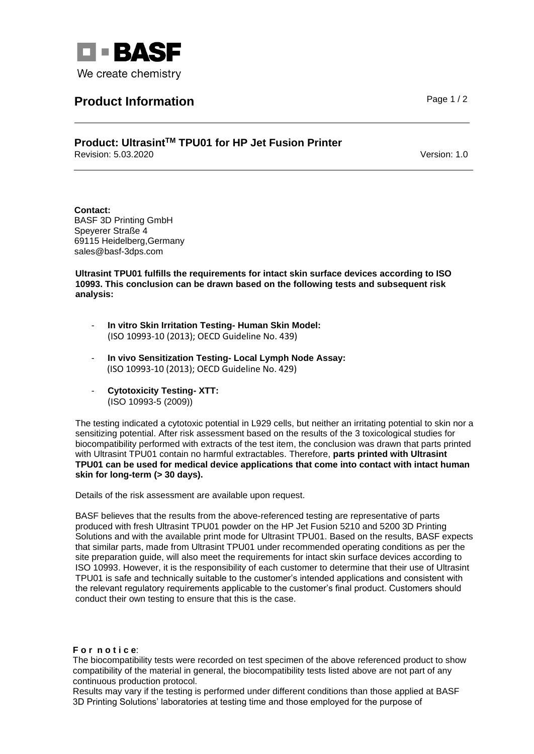BASF

We create chemistry

# Product Information

## Product: Ultrasint$^{TM}$ TPU01 for HP Jet Fusion Printer

Revision: 5.03.2020

Version: 1.0

**Contact:**
BASF 3D Printing GmbH
Speyerer Straße 4
69115 Heidelberg,Germany
sales@basf-3dps.com

**Ultrasint TPU01 fulfills the requirements for intact skin surface devices according to ISO 10993. This conclusion can be drawn based on the following tests and subsequent risk analysis:**

- **In vitro Skin Irritation Testing- Human Skin Model:**
  (ISO 10993-10 (2013); OECD Guideline No. 439)
- **In vivo Sensitization Testing- Local Lymph Node Assay:**
  (ISO 10993-10 (2013); OECD Guideline No. 429)
- **Cytotoxicity Testing- XTT:**
  (ISO 10993-5 (2009))

The testing indicated a cytotoxic potential in L929 cells, but neither an irritating potential to skin nor a sensitizing potential. After risk assessment based on the results of the 3 toxicological studies for biocompatibility performed with extracts of the test item, the conclusion was drawn that parts printed with Ultrasint TPU01 contain no harmful extractables. Therefore, **parts printed with Ultrasint TPU01 can be used for medical device applications that come into contact with intact human skin for long-term (> 30 days).**

Details of the risk assessment are available upon request.

BASF believes that the results from the above-referenced testing are representative of parts produced with fresh Ultrasint TPU01 powder on the HP Jet Fusion 5210 and 5200 3D Printing Solutions and with the available print mode for Ultrasint TPU01. Based on the results, BASF expects that similar parts, made from Ultrasint TPU01 under recommended operating conditions as per the site preparation guide, will also meet the requirements for intact skin surface devices according to ISO 10993. However, it is the responsibility of each customer to determine that their use of Ultrasint TPU01 is safe and technically suitable to the customer's intended applications and consistent with the relevant regulatory requirements applicable to the customer's final product. Customers should conduct their own testing to ensure that this is the case.

**F o r n o t i c e**:
The biocompatibility tests were recorded on test specimen of the above referenced product to show compatibility of the material in general, the biocompatibility tests listed above are not part of any continuous production protocol.
Results may vary if the testing is performed under different conditions than those applied at BASF 3D Printing Solutions' laboratories at testing time and those employed for the purpose of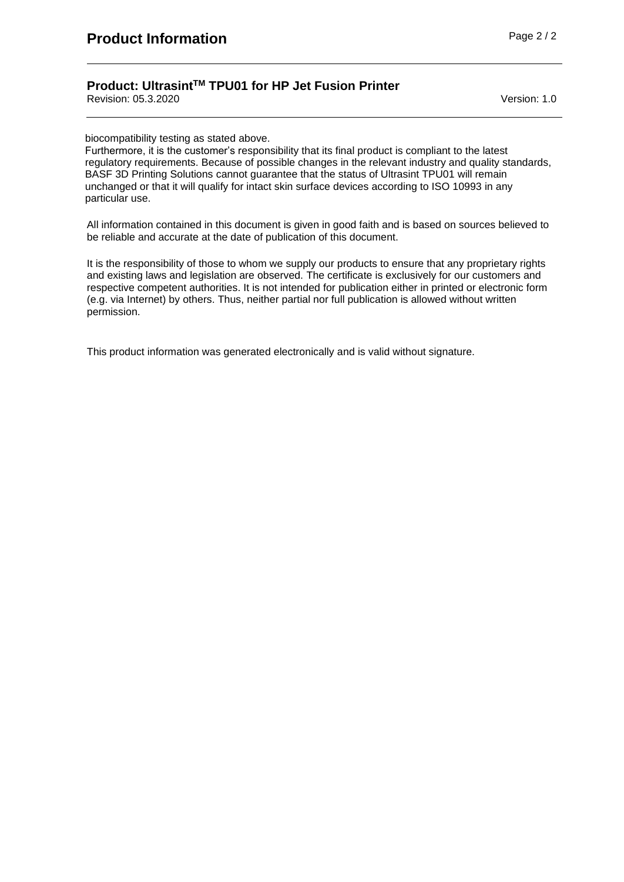biocompatibility testing as stated above.
Furthermore, it is the customer's responsibility that its final product is compliant to the latest regulatory requirements. Because of possible changes in the relevant industry and quality standards, BASF 3D Printing Solutions cannot guarantee that the status of Ultrasint TPU01 will remain unchanged or that it will qualify for intact skin surface devices according to ISO 10993 in any particular use.

All information contained in this document is given in good faith and is based on sources believed to be reliable and accurate at the date of publication of this document.

It is the responsibility of those to whom we supply our products to ensure that any proprietary rights and existing laws and legislation are observed. The certificate is exclusively for our customers and respective competent authorities. It is not intended for publication either in printed or electronic form (e.g. via Internet) by others. Thus, neither partial nor full publication is allowed without written permission.

This product information was generated electronically and is valid without signature.